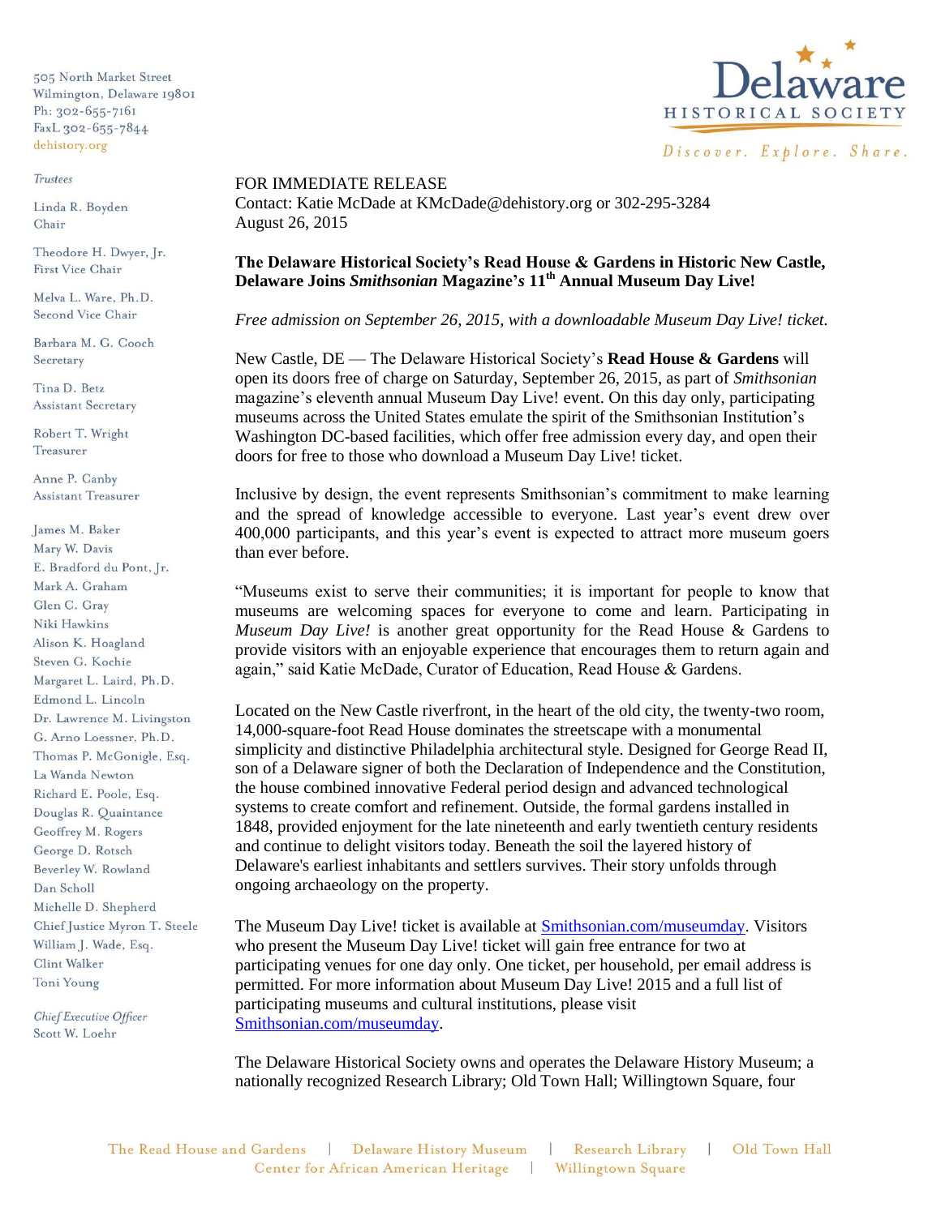505 North Market Street
Wilmington, Delaware 19801
Ph: 302-655-7161
FaxL 302-655-7844
dehistory.org

Delaware HISTORICAL SOCIETY
*Discover. Explore. Share.*

*Trustees*

Linda R. Boyden
Chair

Theodore H. Dwyer, Jr.
First Vice Chair

Melva L. Ware, Ph.D.
Second Vice Chair

Barbara M. G. Gooch
Secretary

Tina D. Betz
Assistant Secretary

Robert T. Wright
Treasurer

Anne P. Canby
Assistant Treasurer

James M. Baker
Mary W. Davis
E. Bradford du Pont, Jr.
Mark A. Graham
Glen C. Gray
Niki Hawkins
Alison K. Hoagland
Steven G. Kochie
Margaret L. Laird, Ph.D.
Edmond L. Lincoln
Dr. Lawrence M. Livingston
G. Arno Loessner, Ph.D.
Thomas P. McGonigle, Esq.
La Wanda Newton
Richard E. Poole, Esq.
Douglas R. Quaintance
Geoffrey M. Rogers
George D. Rotsch
Beverley W. Rowland
Dan Scholl
Michelle D. Shepherd
Chief Justice Myron T. Steele
William J. Wade, Esq.
Clint Walker
Toni Young

*Chief Executive Officer*
Scott W. Loehr

FOR IMMEDIATE RELEASE
Contact: Katie McDade at KMcDade@dehistory.org or 302-295-3284
August 26, 2015

**The Delaware Historical Society's Read House & Gardens in Historic New Castle, Delaware Joins *Smithsonian* Magazine's 11th Annual Museum Day Live!**

*Free admission on September 26, 2015, with a downloadable Museum Day Live! ticket.*

New Castle, DE — The Delaware Historical Society's **Read House & Gardens** will open its doors free of charge on Saturday, September 26, 2015, as part of *Smithsonian* magazine's eleventh annual Museum Day Live! event. On this day only, participating museums across the United States emulate the spirit of the Smithsonian Institution's Washington DC-based facilities, which offer free admission every day, and open their doors for free to those who download a Museum Day Live! ticket.

Inclusive by design, the event represents Smithsonian's commitment to make learning and the spread of knowledge accessible to everyone. Last year's event drew over 400,000 participants, and this year's event is expected to attract more museum goers than ever before.

"Museums exist to serve their communities; it is important for people to know that museums are welcoming spaces for everyone to come and learn. Participating in *Museum Day Live!* is another great opportunity for the Read House & Gardens to provide visitors with an enjoyable experience that encourages them to return again and again," said Katie McDade, Curator of Education, Read House & Gardens.

Located on the New Castle riverfront, in the heart of the old city, the twenty-two room, 14,000-square-foot Read House dominates the streetscape with a monumental simplicity and distinctive Philadelphia architectural style. Designed for George Read II, son of a Delaware signer of both the Declaration of Independence and the Constitution, the house combined innovative Federal period design and advanced technological systems to create comfort and refinement. Outside, the formal gardens installed in 1848, provided enjoyment for the late nineteenth and early twentieth century residents and continue to delight visitors today. Beneath the soil the layered history of Delaware's earliest inhabitants and settlers survives. Their story unfolds through ongoing archaeology on the property.

The Museum Day Live! ticket is available at [Smithsonian.com/museumday](Smithsonian.com/museumday). Visitors who present the Museum Day Live! ticket will gain free entrance for two at participating venues for one day only. One ticket, per household, per email address is permitted. For more information about Museum Day Live! 2015 and a full list of participating museums and cultural institutions, please visit [Smithsonian.com/museumday](Smithsonian.com/museumday).

The Delaware Historical Society owns and operates the Delaware History Museum; a nationally recognized Research Library; Old Town Hall; Willingtown Square, four

The Read House and Gardens | Delaware History Museum | Research Library | Old Town Hall
Center for African American Heritage | Willingtown Square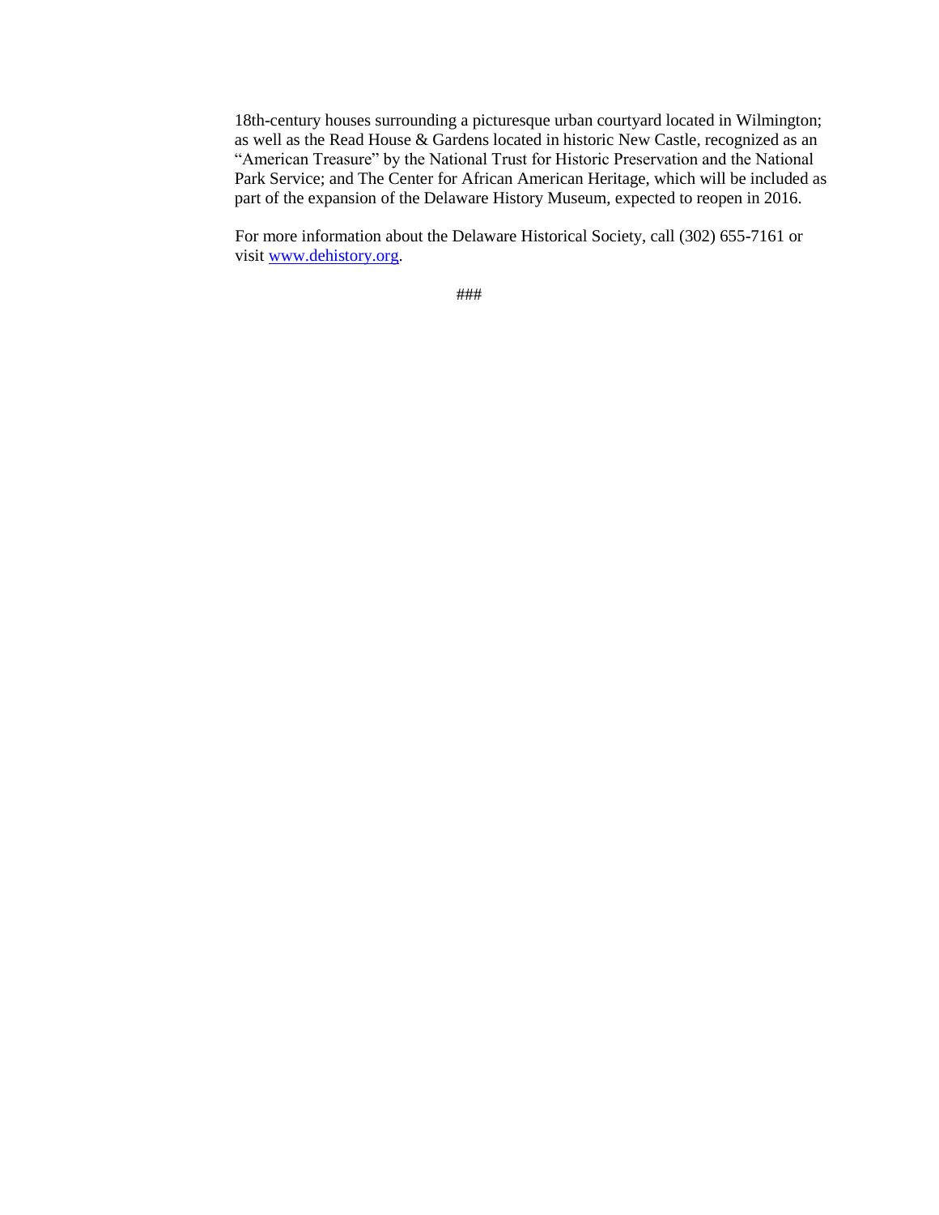18th-century houses surrounding a picturesque urban courtyard located in Wilmington; as well as the Read House & Gardens located in historic New Castle, recognized as an "American Treasure" by the National Trust for Historic Preservation and the National Park Service; and The Center for African American Heritage, which will be included as part of the expansion of the Delaware History Museum, expected to reopen in 2016.

For more information about the Delaware Historical Society, call (302) 655-7161 or visit [www.dehistory.org](http://www.dehistory.org).

###